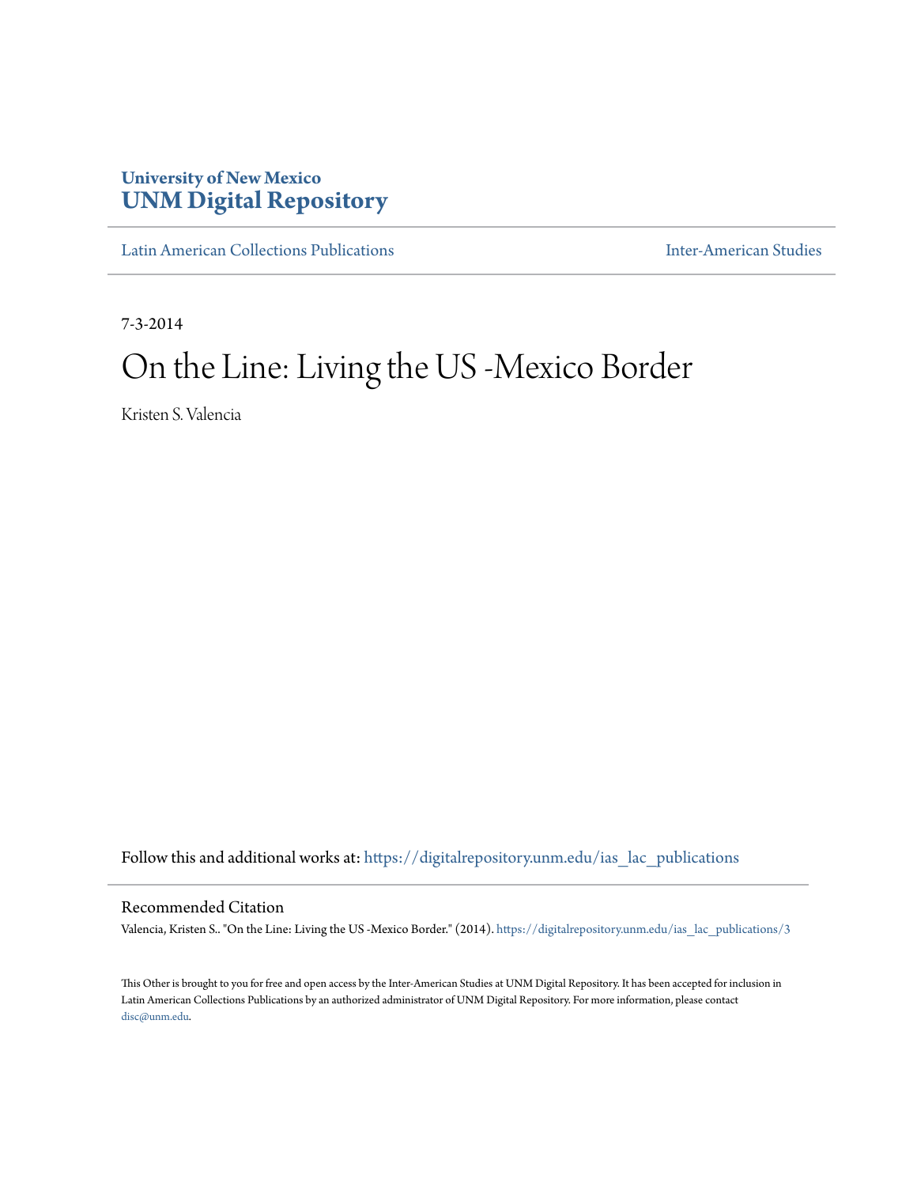University of New Mexico
**UNM Digital Repository**

Latin American Collections Publications | Inter-American Studies

7-3-2014

# On the Line: Living the US -Mexico Border

Kristen S. Valencia

Follow this and additional works at: https://digitalrepository.unm.edu/ias_lac_publications

## Recommended Citation

Valencia, Kristen S.. "On the Line: Living the US -Mexico Border." (2014). https://digitalrepository.unm.edu/ias_lac_publications/3

This Other is brought to you for free and open access by the Inter-American Studies at UNM Digital Repository. It has been accepted for inclusion in Latin American Collections Publications by an authorized administrator of UNM Digital Repository. For more information, please contact disc@unm.edu.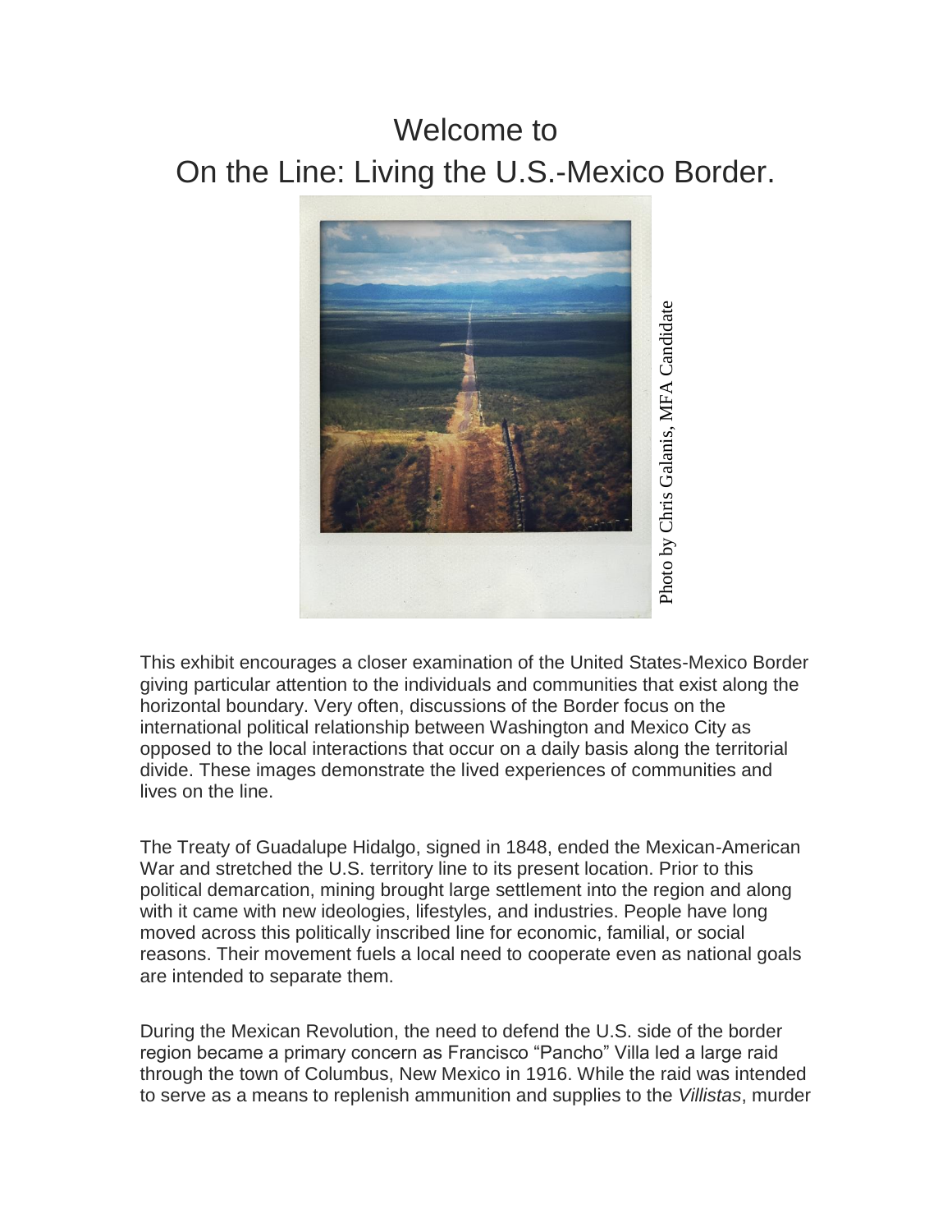# Welcome to
# On the Line: Living the U.S.-Mexico Border.

Photo by Chris Galanis, MFA Candidate

This exhibit encourages a closer examination of the United States-Mexico Border giving particular attention to the individuals and communities that exist along the horizontal boundary. Very often, discussions of the Border focus on the international political relationship between Washington and Mexico City as opposed to the local interactions that occur on a daily basis along the territorial divide. These images demonstrate the lived experiences of communities and lives on the line.

The Treaty of Guadalupe Hidalgo, signed in 1848, ended the Mexican-American War and stretched the U.S. territory line to its present location. Prior to this political demarcation, mining brought large settlement into the region and along with it came with new ideologies, lifestyles, and industries. People have long moved across this politically inscribed line for economic, familial, or social reasons. Their movement fuels a local need to cooperate even as national goals are intended to separate them.

During the Mexican Revolution, the need to defend the U.S. side of the border region became a primary concern as Francisco "Pancho" Villa led a large raid through the town of Columbus, New Mexico in 1916. While the raid was intended to serve as a means to replenish ammunition and supplies to the *Villistas*, murder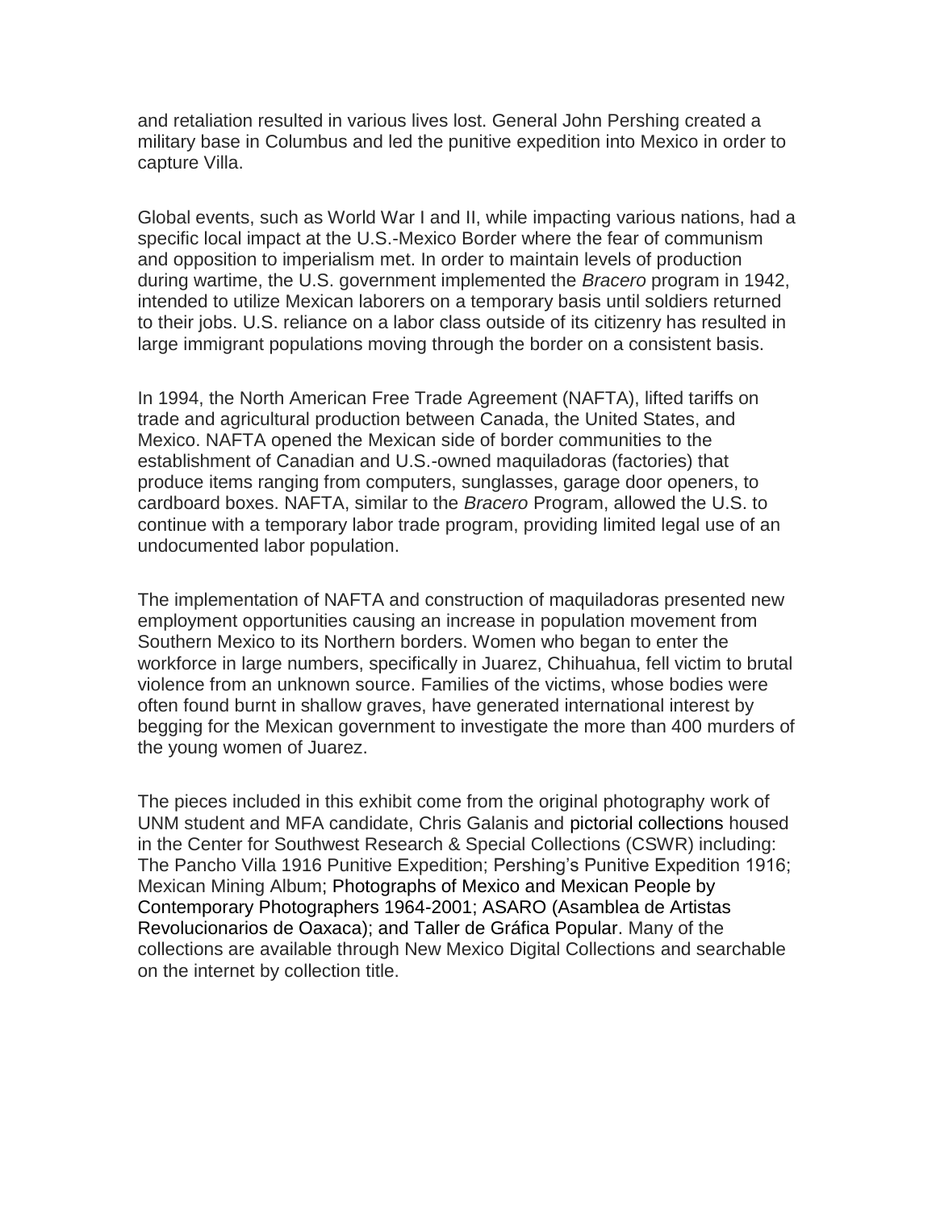and retaliation resulted in various lives lost. General John Pershing created a military base in Columbus and led the punitive expedition into Mexico in order to capture Villa.

Global events, such as World War I and II, while impacting various nations, had a specific local impact at the U.S.-Mexico Border where the fear of communism and opposition to imperialism met. In order to maintain levels of production during wartime, the U.S. government implemented the *Bracero* program in 1942, intended to utilize Mexican laborers on a temporary basis until soldiers returned to their jobs. U.S. reliance on a labor class outside of its citizenry has resulted in large immigrant populations moving through the border on a consistent basis.

In 1994, the North American Free Trade Agreement (NAFTA), lifted tariffs on trade and agricultural production between Canada, the United States, and Mexico. NAFTA opened the Mexican side of border communities to the establishment of Canadian and U.S.-owned maquiladoras (factories) that produce items ranging from computers, sunglasses, garage door openers, to cardboard boxes. NAFTA, similar to the *Bracero* Program, allowed the U.S. to continue with a temporary labor trade program, providing limited legal use of an undocumented labor population.

The implementation of NAFTA and construction of maquiladoras presented new employment opportunities causing an increase in population movement from Southern Mexico to its Northern borders. Women who began to enter the workforce in large numbers, specifically in Juarez, Chihuahua, fell victim to brutal violence from an unknown source. Families of the victims, whose bodies were often found burnt in shallow graves, have generated international interest by begging for the Mexican government to investigate the more than 400 murders of the young women of Juarez.

The pieces included in this exhibit come from the original photography work of UNM student and MFA candidate, Chris Galanis and pictorial collections housed in the Center for Southwest Research & Special Collections (CSWR) including: The Pancho Villa 1916 Punitive Expedition; Pershing's Punitive Expedition 1916; Mexican Mining Album; Photographs of Mexico and Mexican People by Contemporary Photographers 1964-2001; ASARO (Asamblea de Artistas Revolucionarios de Oaxaca); and Taller de Gráfica Popular. Many of the collections are available through New Mexico Digital Collections and searchable on the internet by collection title.